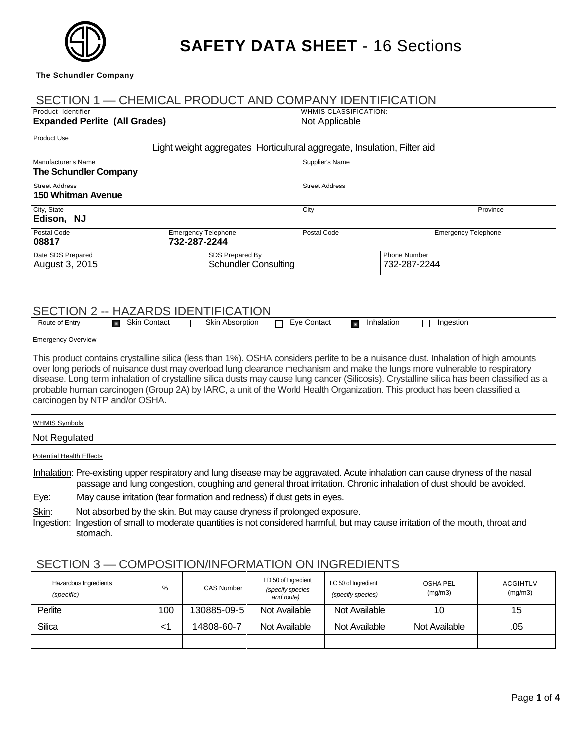# SAFETY DATA SHEET - 16 Sections

**The Schundler Company**

## SECTION 1 — CHEMICAL PRODUCT AND COMPANY IDENTIFICATION

| Product Identifier | | WHMIS CLASSIFICATION: | |
|---|---|---|---|
| **Expanded Perlite (All Grades)** | | Not Applicable | |

**Product Use:** Light weight aggregates Horticultural aggregate, Insulation, Filter aid

| Manufacturer's Name | | Supplier's Name | |
|---|---|---|---|
| **The Schundler Company** | | | |
| **Street Address** | | **Street Address** | |
| **150 Whitman Avenue** | | | |
| **City, State** | | **City** | **Province** |
| **Edison, NJ** | | | |
| **Postal Code** | **Emergency Telephone** | **Postal Code** | **Emergency Telephone** |
| **08817** | **732-287-2244** | | |

| Date SDS Prepared | SDS Prepared By | Phone Number |
|---|---|---|
| August 3, 2015 | Schundler Consulting | 732-287-2244 |

## SECTION 2 -- HAZARDS IDENTIFICATION

Route of Entry: ■ Skin Contact ☐ Skin Absorption ☐ Eye Contact ■ Inhalation ☐ Ingestion

**Emergency Overview**

This product contains crystalline silica (less than 1%). OSHA considers perlite to be a nuisance dust. Inhalation of high amounts over long periods of nuisance dust may overload lung clearance mechanism and make the lungs more vulnerable to respiratory disease. Long term inhalation of crystalline silica dusts may cause lung cancer (Silicosis). Crystalline silica has been classified as a probable human carcinogen (Group 2A) by IARC, a unit of the World Health Organization. This product has been classified a carcinogen by NTP and/or OSHA.

**WHMIS Symbols**

Not Regulated

**Potential Health Effects**

Inhalation: Pre-existing upper respiratory and lung disease may be aggravated. Acute inhalation can cause dryness of the nasal passage and lung congestion, coughing and general throat irritation. Chronic inhalation of dust should be avoided.

Eye: May cause irritation (tear formation and redness) if dust gets in eyes.

Skin: Not absorbed by the skin. But may cause dryness if prolonged exposure.

Ingestion: Ingestion of small to moderate quantities is not considered harmful, but may cause irritation of the mouth, throat and stomach.

## SECTION 3 — COMPOSITION/INFORMATION ON INGREDIENTS

| Hazardous Ingredients *(specific)* | % | CAS Number | LD 50 of Ingredient *(specify species and route)* | LC 50 of Ingredient *(specify species)* | OSHA PEL (mg/m3) | ACGIHTLV (mg/m3) |
|---|---|---|---|---|---|---|
| Perlite | 100 | 130885-09-5 | Not Available | Not Available | 10 | 15 |
| Silica | <1 | 14808-60-7 | Not Available | Not Available | Not Available | .05 |
| | | | | | | |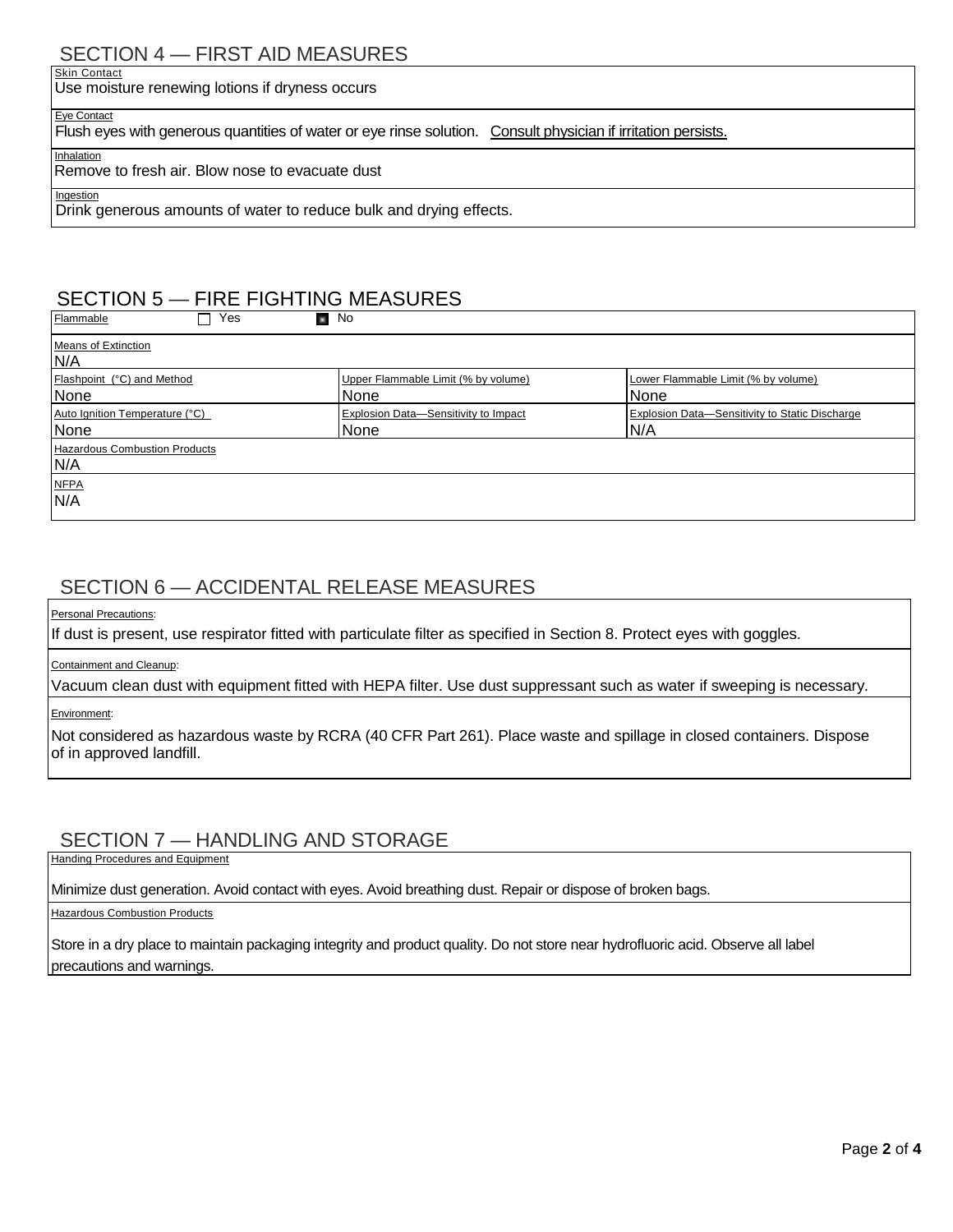## SECTION 4 — FIRST AID MEASURES

**Skin Contact**

Use moisture renewing lotions if dryness occurs

**Eye Contact**

Flush eyes with generous quantities of water or eye rinse solution. Consult physician if irritation persists.

**Inhalation**

Remove to fresh air. Blow nose to evacuate dust

**Ingestion**

Drink generous amounts of water to reduce bulk and drying effects.

## SECTION 5 — FIRE FIGHTING MEASURES

| Flammable ☐ Yes ■ No | | |
|---|---|---|
| Means of Extinction<br>N/A | | |
| Flashpoint (°C) and Method<br>None | Upper Flammable Limit (% by volume)<br>None | Lower Flammable Limit (% by volume)<br>None |
| Auto Ignition Temperature (°C)<br>None | Explosion Data—Sensitivity to Impact<br>None | Explosion Data—Sensitivity to Static Discharge<br>N/A |
| Hazardous Combustion Products<br>N/A | | |
| NFPA<br>N/A | | |

## SECTION 6 — ACCIDENTAL RELEASE MEASURES

**Personal Precautions:**

If dust is present, use respirator fitted with particulate filter as specified in Section 8. Protect eyes with goggles.

**Containment and Cleanup:**

Vacuum clean dust with equipment fitted with HEPA filter. Use dust suppressant such as water if sweeping is necessary.

**Environment:**

Not considered as hazardous waste by RCRA (40 CFR Part 261). Place waste and spillage in closed containers. Dispose of in approved landfill.

## SECTION 7 — HANDLING AND STORAGE

**Handing Procedures and Equipment**

Minimize dust generation. Avoid contact with eyes. Avoid breathing dust. Repair or dispose of broken bags.

**Hazardous Combustion Products**

Store in a dry place to maintain packaging integrity and product quality. Do not store near hydrofluoric acid. Observe all label precautions and warnings.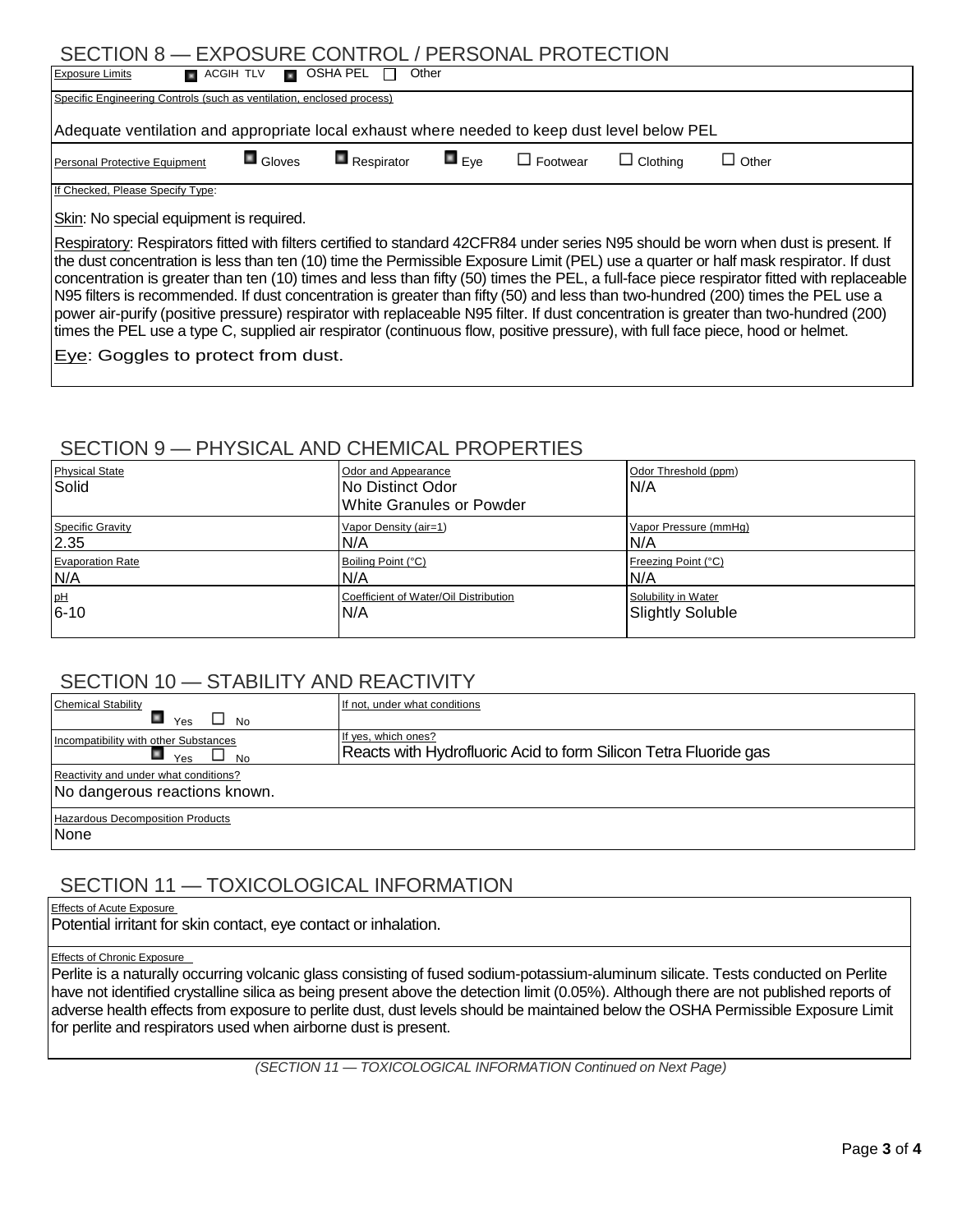## SECTION 8 — EXPOSURE CONTROL / PERSONAL PROTECTION

**Exposure Limits** ■ ACGIH TLV ■ OSHA PEL ☐ Other

**Specific Engineering Controls (such as ventilation, enclosed process)**

Adequate ventilation and appropriate local exhaust where needed to keep dust level below PEL

**Personal Protective Equipment** ■ Gloves ■ Respirator ■ Eye ☐ Footwear ☐ Clothing ☐ Other

**If Checked, Please Specify Type:**

Skin: No special equipment is required.

Respiratory: Respirators fitted with filters certified to standard 42CFR84 under series N95 should be worn when dust is present. If the dust concentration is less than ten (10) time the Permissible Exposure Limit (PEL) use a quarter or half mask respirator. If dust concentration is greater than ten (10) times and less than fifty (50) times the PEL, a full-face piece respirator fitted with replaceable N95 filters is recommended. If dust concentration is greater than fifty (50) and less than two-hundred (200) times the PEL use a power air-purify (positive pressure) respirator with replaceable N95 filter. If dust concentration is greater than two-hundred (200) times the PEL use a type C, supplied air respirator (continuous flow, positive pressure), with full face piece, hood or helmet.

Eye: Goggles to protect from dust.

## SECTION 9 — PHYSICAL AND CHEMICAL PROPERTIES

| Physical State | Odor and Appearance | Odor Threshold (ppm) |
|---|---|---|
| Solid | No Distinct Odor<br>White Granules or Powder | N/A |
| **Specific Gravity** | **Vapor Density (air=1)** | **Vapor Pressure (mmHg)** |
| 2.35 | N/A | N/A |
| **Evaporation Rate** | **Boiling Point (°C)** | **Freezing Point (°C)** |
| N/A | N/A | N/A |
| **pH** | **Coefficient of Water/Oil Distribution** | **Solubility in Water** |
| 6-10 | N/A | Slightly Soluble |

## SECTION 10 — STABILITY AND REACTIVITY

| Chemical Stability | If not, under what conditions |
|---|---|
| ■ Yes ☐ No | |
| **Incompatibility with other Substances** | **If yes, which ones?** |
| ■ Yes ☐ No | Reacts with Hydrofluoric Acid to form Silicon Tetra Fluoride gas |

**Reactivity and under what conditions?**

No dangerous reactions known.

**Hazardous Decomposition Products**

None

## SECTION 11 — TOXICOLOGICAL INFORMATION

**Effects of Acute Exposure**

Potential irritant for skin contact, eye contact or inhalation.

**Effects of Chronic Exposure**

Perlite is a naturally occurring volcanic glass consisting of fused sodium-potassium-aluminum silicate. Tests conducted on Perlite have not identified crystalline silica as being present above the detection limit (0.05%). Although there are not published reports of adverse health effects from exposure to perlite dust, dust levels should be maintained below the OSHA Permissible Exposure Limit for perlite and respirators used when airborne dust is present.

*(SECTION 11 — TOXICOLOGICAL INFORMATION Continued on Next Page)*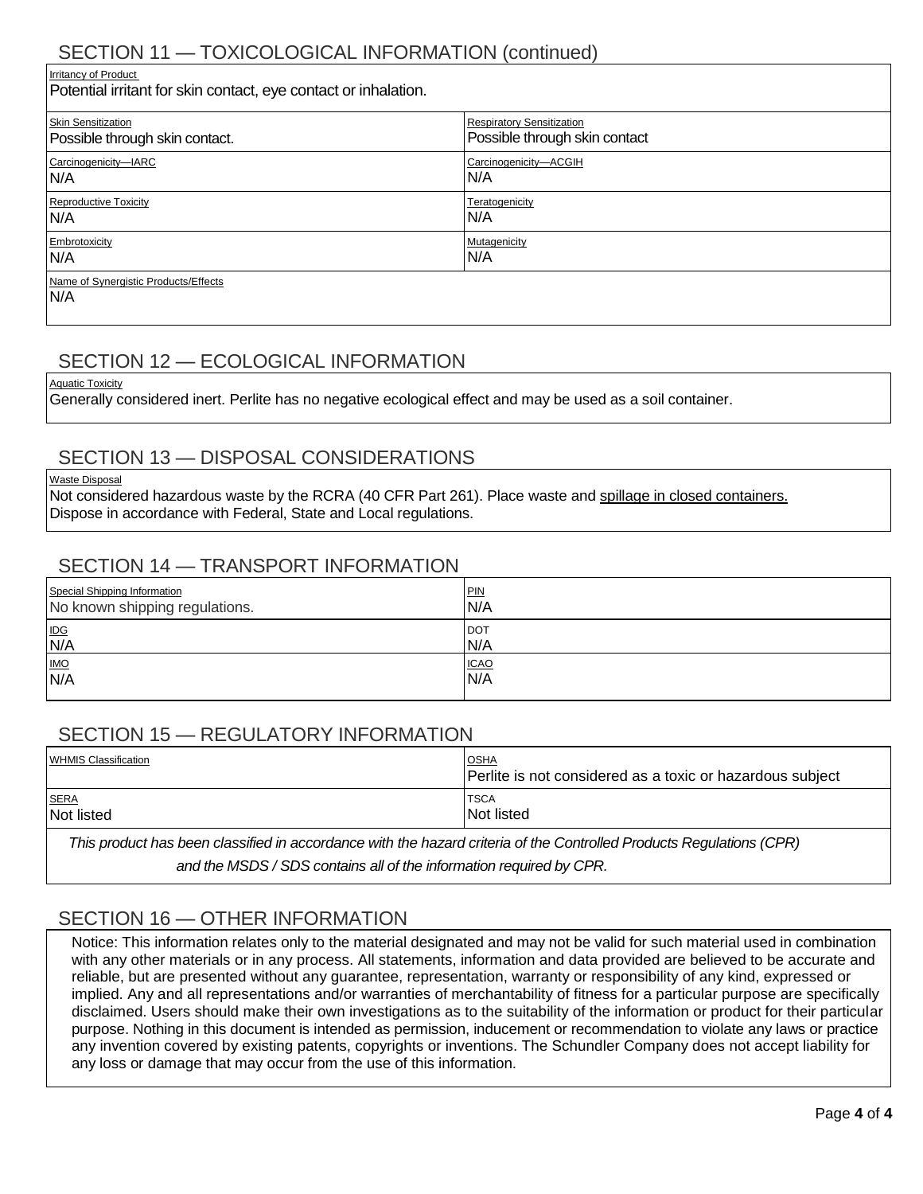## SECTION 11 — TOXICOLOGICAL INFORMATION (continued)

| | |
|---|---|
| Irritancy of Product<br>Potential irritant for skin contact, eye contact or inhalation. | |
| Skin Sensitization<br>Possible through skin contact. | Respiratory Sensitization<br>Possible through skin contact |
| Carcinogenicity—IARC<br>N/A | Carcinogenicity—ACGIH<br>N/A |
| Reproductive Toxicity<br>N/A | Teratogenicity<br>N/A |
| Embrotoxicity<br>N/A | Mutagenicity<br>N/A |
| Name of Synergistic Products/Effects<br>N/A | |

## SECTION 12 — ECOLOGICAL INFORMATION

Aquatic Toxicity

Generally considered inert. Perlite has no negative ecological effect and may be used as a soil container.

## SECTION 13 — DISPOSAL CONSIDERATIONS

Waste Disposal

Not considered hazardous waste by the RCRA (40 CFR Part 261). Place waste and spillage in closed containers. Dispose in accordance with Federal, State and Local regulations.

## SECTION 14 — TRANSPORT INFORMATION

| | |
|---|---|
| Special Shipping Information<br>No known shipping regulations. | PIN<br>N/A |
| IDG<br>N/A | DOT<br>N/A |
| IMO<br>N/A | ICAO<br>N/A |

## SECTION 15 — REGULATORY INFORMATION

| | |
|---|---|
| WHMIS Classification | OSHA<br>Perlite is not considered as a toxic or hazardous subject |
| SERA<br>Not listed | TSCA<br>Not listed |

*This product has been classified in accordance with the hazard criteria of the Controlled Products Regulations (CPR) and the MSDS / SDS contains all of the information required by CPR.*

## SECTION 16 — OTHER INFORMATION

Notice: This information relates only to the material designated and may not be valid for such material used in combination with any other materials or in any process. All statements, information and data provided are believed to be accurate and reliable, but are presented without any guarantee, representation, warranty or responsibility of any kind, expressed or implied. Any and all representations and/or warranties of merchantability of fitness for a particular purpose are specifically disclaimed. Users should make their own investigations as to the suitability of the information or product for their particular purpose. Nothing in this document is intended as permission, inducement or recommendation to violate any laws or practice any invention covered by existing patents, copyrights or inventions. The Schundler Company does not accept liability for any loss or damage that may occur from the use of this information.